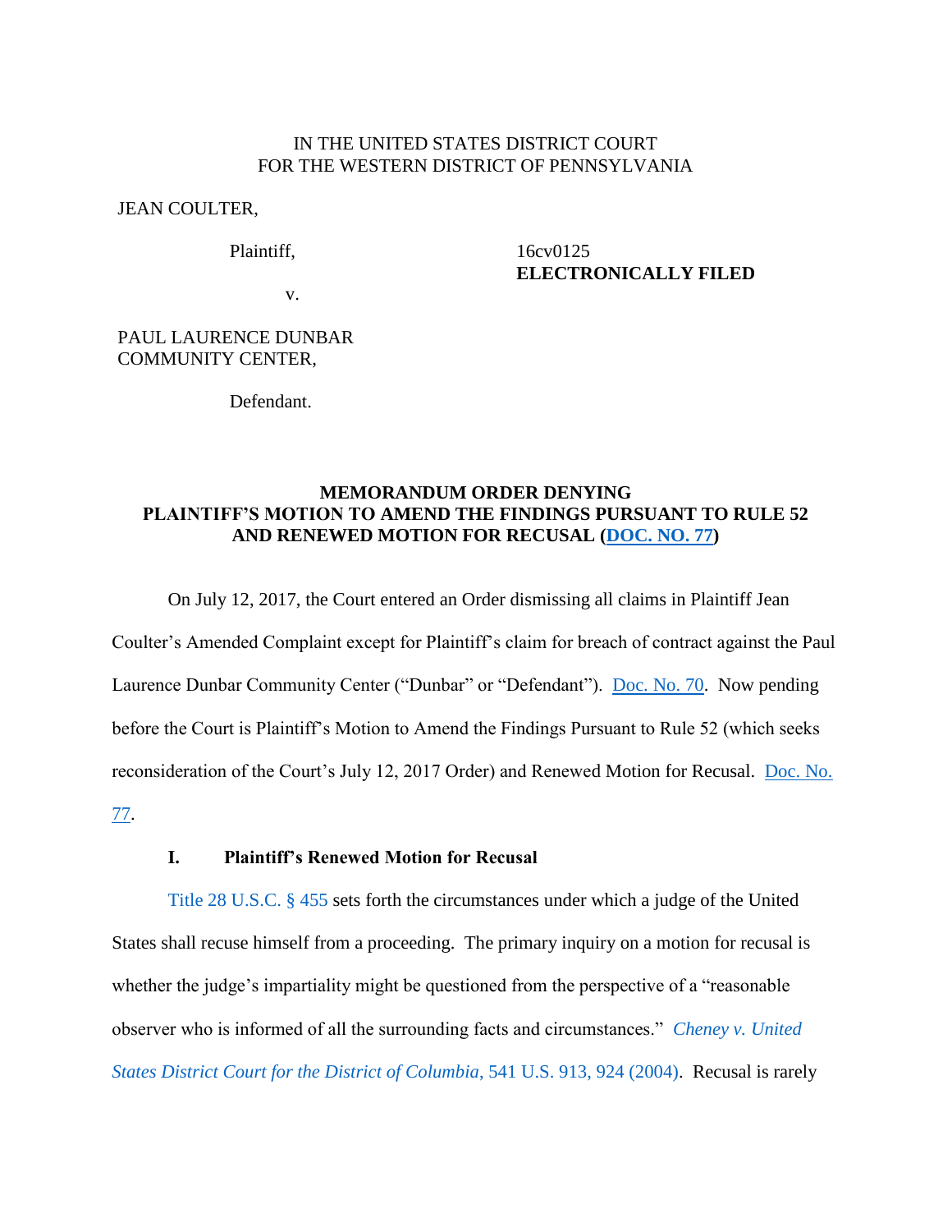IN THE UNITED STATES DISTRICT COURT
FOR THE WESTERN DISTRICT OF PENNSYLVANIA

JEAN COULTER,

Plaintiff,

v.

PAUL LAURENCE DUNBAR COMMUNITY CENTER,

Defendant.

16cv0125
**ELECTRONICALLY FILED**

**MEMORANDUM ORDER DENYING PLAINTIFF'S MOTION TO AMEND THE FINDINGS PURSUANT TO RULE 52 AND RENEWED MOTION FOR RECUSAL (DOC. NO. 77)**

On July 12, 2017, the Court entered an Order dismissing all claims in Plaintiff Jean Coulter's Amended Complaint except for Plaintiff's claim for breach of contract against the Paul Laurence Dunbar Community Center ("Dunbar" or "Defendant"). Doc. No. 70. Now pending before the Court is Plaintiff's Motion to Amend the Findings Pursuant to Rule 52 (which seeks reconsideration of the Court's July 12, 2017 Order) and Renewed Motion for Recusal. Doc. No. 77.

**I. Plaintiff's Renewed Motion for Recusal**

Title 28 U.S.C. § 455 sets forth the circumstances under which a judge of the United States shall recuse himself from a proceeding. The primary inquiry on a motion for recusal is whether the judge's impartiality might be questioned from the perspective of a "reasonable observer who is informed of all the surrounding facts and circumstances." *Cheney v. United States District Court for the District of Columbia*, 541 U.S. 913, 924 (2004). Recusal is rarely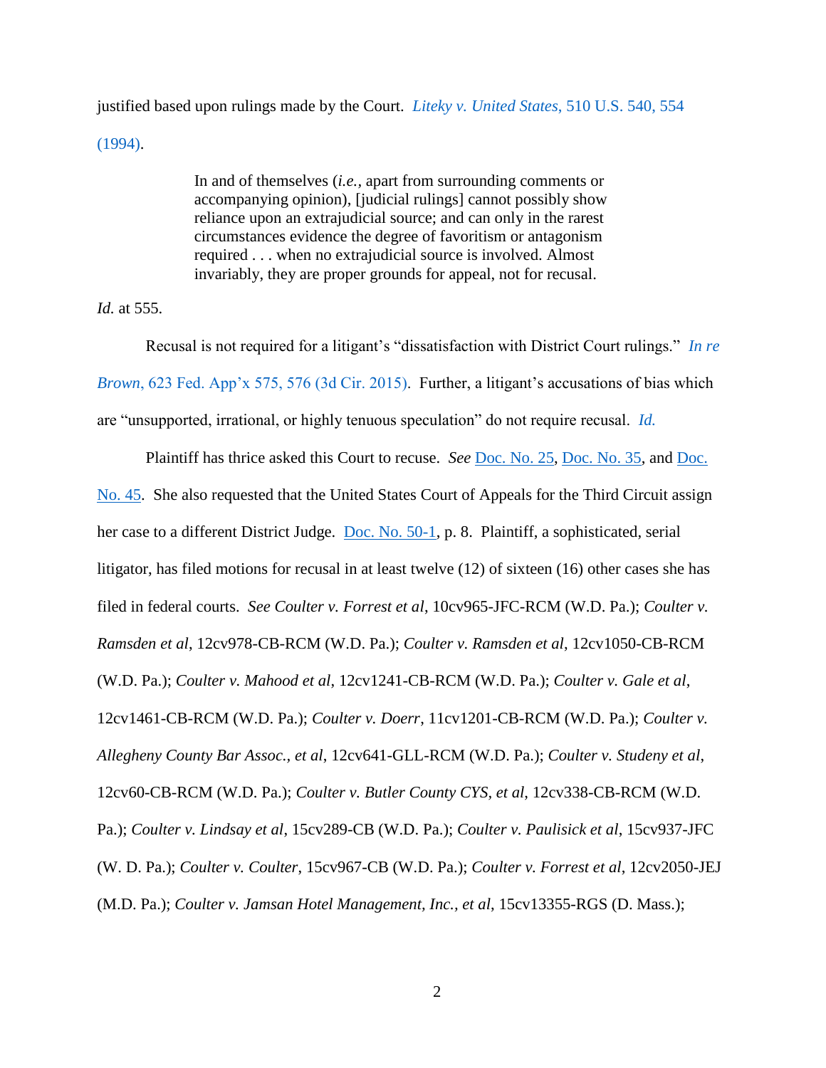justified based upon rulings made by the Court. *Liteky v. United States*, 510 U.S. 540, 554 (1994).

> In and of themselves (*i.e.*, apart from surrounding comments or accompanying opinion), [judicial rulings] cannot possibly show reliance upon an extrajudicial source; and can only in the rarest circumstances evidence the degree of favoritism or antagonism required . . . when no extrajudicial source is involved. Almost invariably, they are proper grounds for appeal, not for recusal.

*Id.* at 555.

Recusal is not required for a litigant's "dissatisfaction with District Court rulings." *In re Brown*, 623 Fed. App'x 575, 576 (3d Cir. 2015). Further, a litigant's accusations of bias which are "unsupported, irrational, or highly tenuous speculation" do not require recusal. *Id.*

Plaintiff has thrice asked this Court to recuse. *See* Doc. No. 25, Doc. No. 35, and Doc. No. 45. She also requested that the United States Court of Appeals for the Third Circuit assign her case to a different District Judge. Doc. No. 50-1, p. 8. Plaintiff, a sophisticated, serial litigator, has filed motions for recusal in at least twelve (12) of sixteen (16) other cases she has filed in federal courts. *See Coulter v. Forrest et al*, 10cv965-JFC-RCM (W.D. Pa.); *Coulter v. Ramsden et al*, 12cv978-CB-RCM (W.D. Pa.); *Coulter v. Ramsden et al*, 12cv1050-CB-RCM (W.D. Pa.); *Coulter v. Mahood et al*, 12cv1241-CB-RCM (W.D. Pa.); *Coulter v. Gale et al*, 12cv1461-CB-RCM (W.D. Pa.); *Coulter v. Doerr*, 11cv1201-CB-RCM (W.D. Pa.); *Coulter v. Allegheny County Bar Assoc., et al*, 12cv641-GLL-RCM (W.D. Pa.); *Coulter v. Studeny et al*, 12cv60-CB-RCM (W.D. Pa.); *Coulter v. Butler County CYS, et al*, 12cv338-CB-RCM (W.D. Pa.); *Coulter v. Lindsay et al*, 15cv289-CB (W.D. Pa.); *Coulter v. Paulisick et al*, 15cv937-JFC (W. D. Pa.); *Coulter v. Coulter*, 15cv967-CB (W.D. Pa.); *Coulter v. Forrest et al*, 12cv2050-JEJ (M.D. Pa.); *Coulter v. Jamsan Hotel Management, Inc., et al*, 15cv13355-RGS (D. Mass.);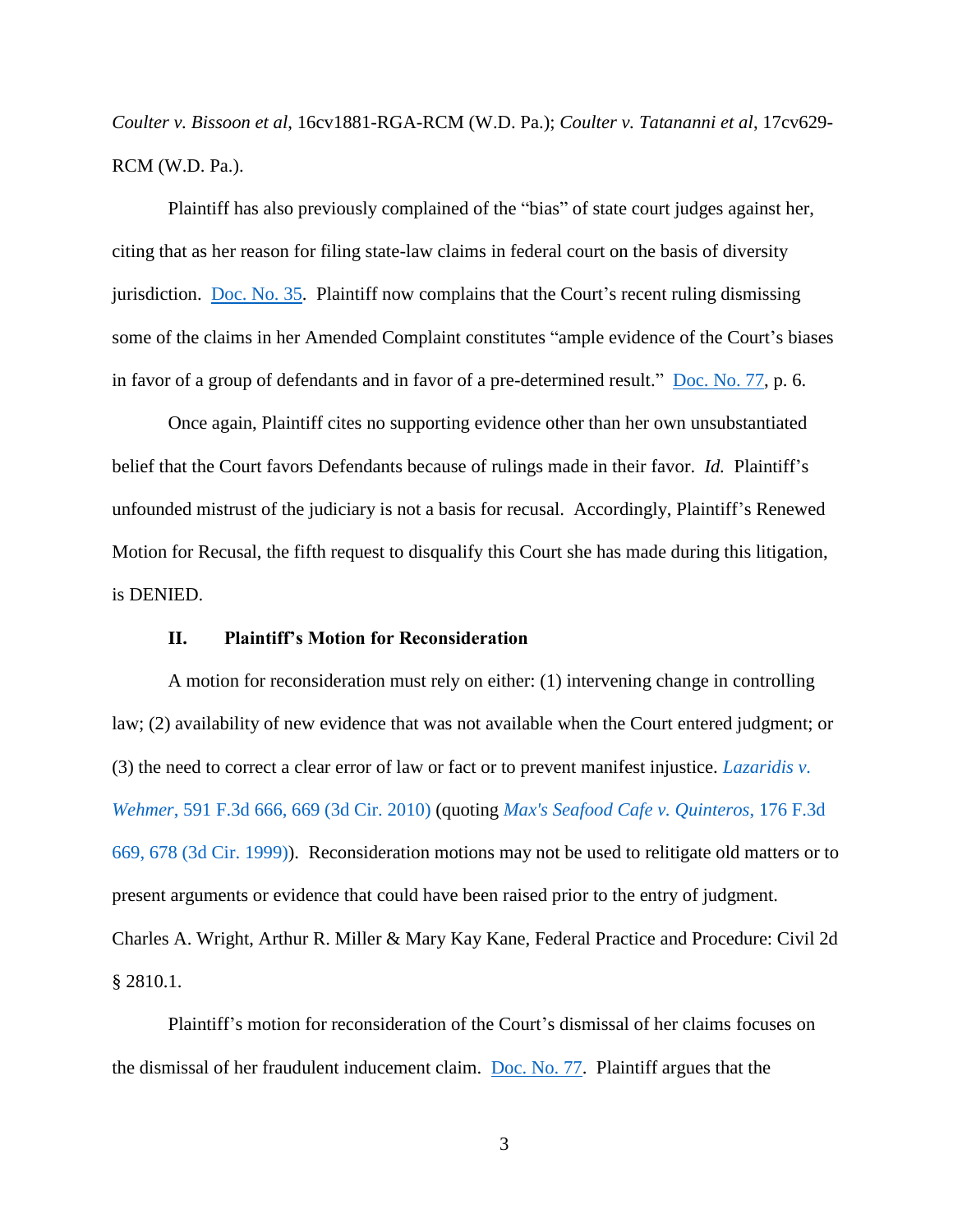*Coulter v. Bissoon et al*, 16cv1881-RGA-RCM (W.D. Pa.); *Coulter v. Tatananni et al*, 17cv629-RCM (W.D. Pa.).

Plaintiff has also previously complained of the "bias" of state court judges against her, citing that as her reason for filing state-law claims in federal court on the basis of diversity jurisdiction. Doc. No. 35. Plaintiff now complains that the Court's recent ruling dismissing some of the claims in her Amended Complaint constitutes "ample evidence of the Court's biases in favor of a group of defendants and in favor of a pre-determined result." Doc. No. 77, p. 6.

Once again, Plaintiff cites no supporting evidence other than her own unsubstantiated belief that the Court favors Defendants because of rulings made in their favor. *Id.* Plaintiff's unfounded mistrust of the judiciary is not a basis for recusal. Accordingly, Plaintiff's Renewed Motion for Recusal, the fifth request to disqualify this Court she has made during this litigation, is DENIED.

### II. Plaintiff's Motion for Reconsideration

A motion for reconsideration must rely on either: (1) intervening change in controlling law; (2) availability of new evidence that was not available when the Court entered judgment; or (3) the need to correct a clear error of law or fact or to prevent manifest injustice. *Lazaridis v. Wehmer*, 591 F.3d 666, 669 (3d Cir. 2010) (quoting *Max's Seafood Cafe v. Quinteros*, 176 F.3d 669, 678 (3d Cir. 1999)). Reconsideration motions may not be used to relitigate old matters or to present arguments or evidence that could have been raised prior to the entry of judgment. Charles A. Wright, Arthur R. Miller & Mary Kay Kane, Federal Practice and Procedure: Civil 2d § 2810.1.

Plaintiff's motion for reconsideration of the Court's dismissal of her claims focuses on the dismissal of her fraudulent inducement claim. Doc. No. 77. Plaintiff argues that the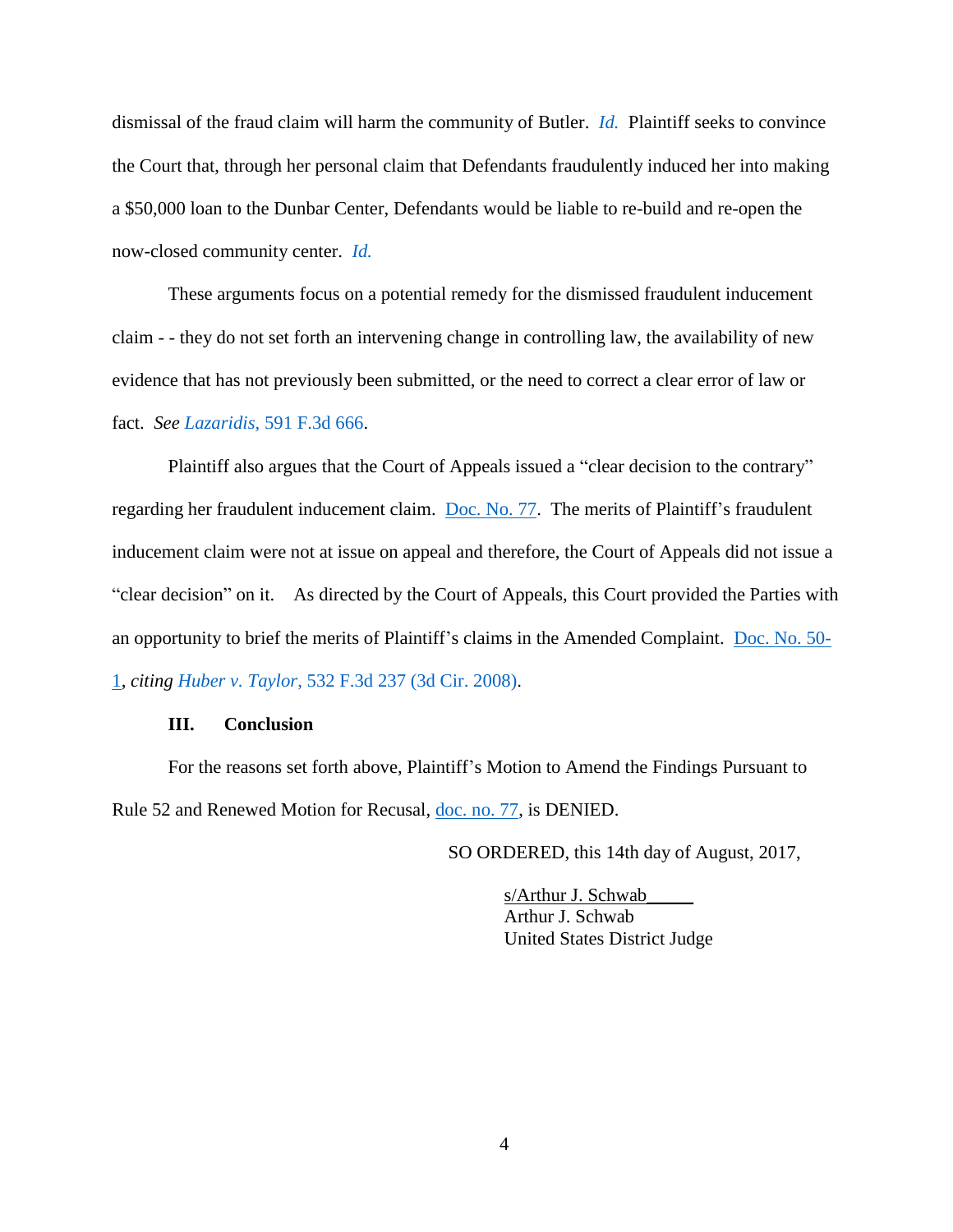dismissal of the fraud claim will harm the community of Butler. *Id.* Plaintiff seeks to convince the Court that, through her personal claim that Defendants fraudulently induced her into making a $50,000 loan to the Dunbar Center, Defendants would be liable to re-build and re-open the now-closed community center. *Id.*

These arguments focus on a potential remedy for the dismissed fraudulent inducement claim - - they do not set forth an intervening change in controlling law, the availability of new evidence that has not previously been submitted, or the need to correct a clear error of law or fact. *See Lazaridis*, 591 F.3d 666.

Plaintiff also argues that the Court of Appeals issued a "clear decision to the contrary" regarding her fraudulent inducement claim. Doc. No. 77. The merits of Plaintiff's fraudulent inducement claim were not at issue on appeal and therefore, the Court of Appeals did not issue a "clear decision" on it. As directed by the Court of Appeals, this Court provided the Parties with an opportunity to brief the merits of Plaintiff's claims in the Amended Complaint. Doc. No. 50-1, *citing Huber v. Taylor*, 532 F.3d 237 (3d Cir. 2008).

### III. Conclusion

For the reasons set forth above, Plaintiff's Motion to Amend the Findings Pursuant to Rule 52 and Renewed Motion for Recusal, doc. no. 77, is DENIED.

SO ORDERED, this 14th day of August, 2017,

s/Arthur J. Schwab
Arthur J. Schwab
United States District Judge